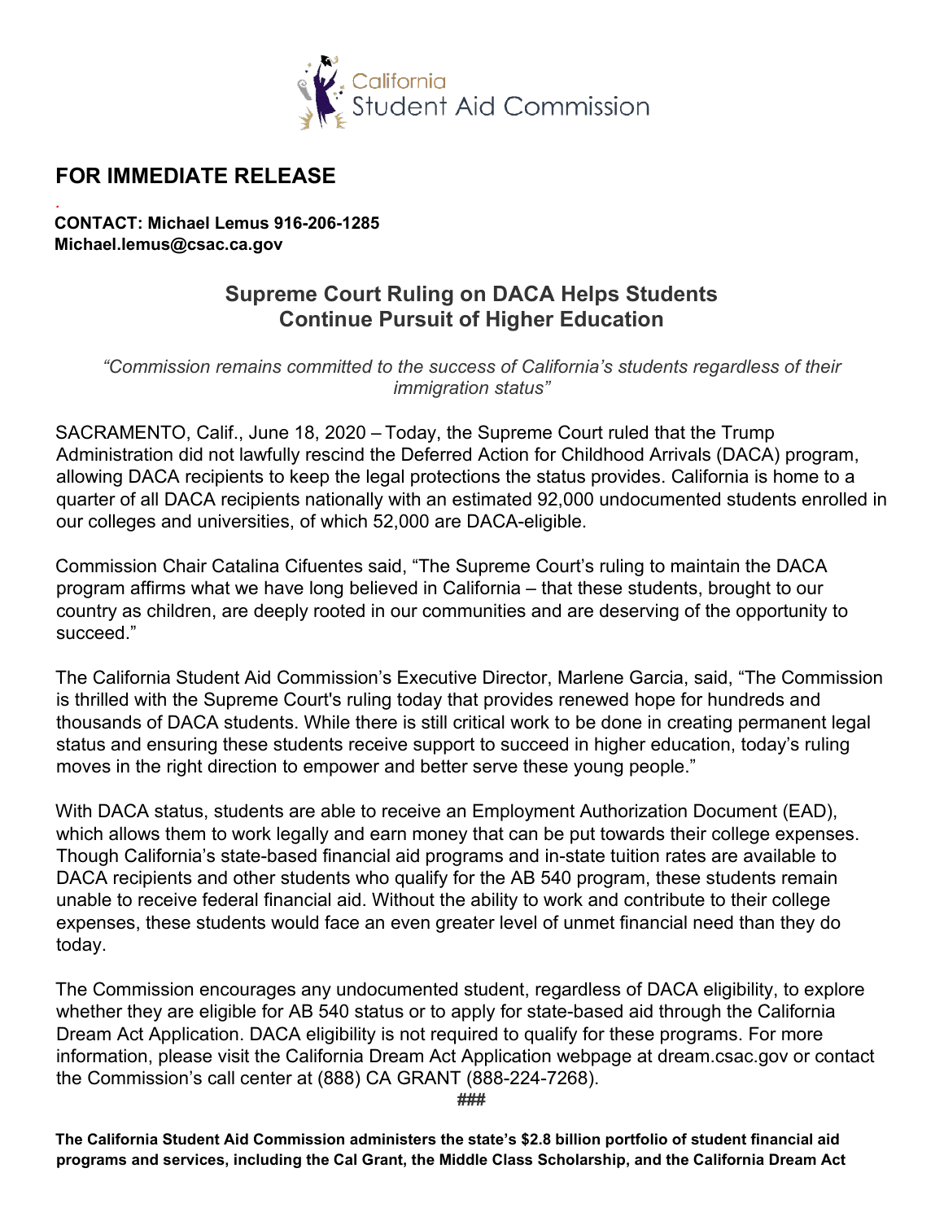California Student Aid Commission

## FOR IMMEDIATE RELEASE

**CONTACT: Michael Lemus 916-206-1285**
**Michael.lemus@csac.ca.gov**

# Supreme Court Ruling on DACA Helps Students Continue Pursuit of Higher Education

*"Commission remains committed to the success of California's students regardless of their immigration status"*

SACRAMENTO, Calif., June 18, 2020 – Today, the Supreme Court ruled that the Trump Administration did not lawfully rescind the Deferred Action for Childhood Arrivals (DACA) program, allowing DACA recipients to keep the legal protections the status provides. California is home to a quarter of all DACA recipients nationally with an estimated 92,000 undocumented students enrolled in our colleges and universities, of which 52,000 are DACA-eligible.

Commission Chair Catalina Cifuentes said, "The Supreme Court's ruling to maintain the DACA program affirms what we have long believed in California – that these students, brought to our country as children, are deeply rooted in our communities and are deserving of the opportunity to succeed."

The California Student Aid Commission's Executive Director, Marlene Garcia, said, "The Commission is thrilled with the Supreme Court's ruling today that provides renewed hope for hundreds and thousands of DACA students. While there is still critical work to be done in creating permanent legal status and ensuring these students receive support to succeed in higher education, today's ruling moves in the right direction to empower and better serve these young people."

With DACA status, students are able to receive an Employment Authorization Document (EAD), which allows them to work legally and earn money that can be put towards their college expenses. Though California's state-based financial aid programs and in-state tuition rates are available to DACA recipients and other students who qualify for the AB 540 program, these students remain unable to receive federal financial aid. Without the ability to work and contribute to their college expenses, these students would face an even greater level of unmet financial need than they do today.

The Commission encourages any undocumented student, regardless of DACA eligibility, to explore whether they are eligible for AB 540 status or to apply for state-based aid through the California Dream Act Application. DACA eligibility is not required to qualify for these programs. For more information, please visit the California Dream Act Application webpage at dream.csac.gov or contact the Commission's call center at (888) CA GRANT (888-224-7268).

###

**The California Student Aid Commission administers the state's $2.8 billion portfolio of student financial aid programs and services, including the Cal Grant, the Middle Class Scholarship, and the California Dream Act**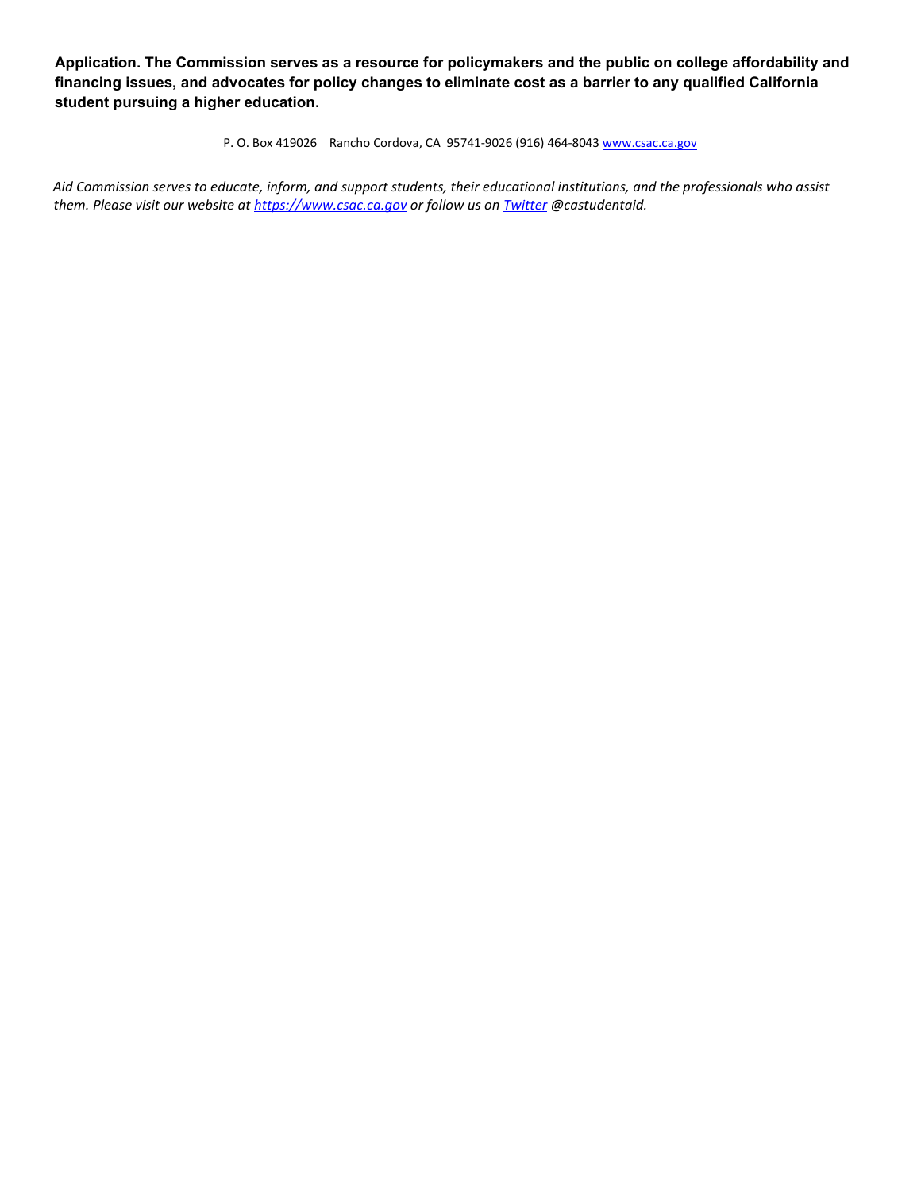**Application. The Commission serves as a resource for policymakers and the public on college affordability and financing issues, and advocates for policy changes to eliminate cost as a barrier to any qualified California student pursuing a higher education.**

P. O. Box 419026    Rancho Cordova, CA  95741-9026 (916) 464-8043 [www.csac.ca.gov](http://www.csac.ca.gov)

*Aid Commission serves to educate, inform, and support students, their educational institutions, and the professionals who assist them. Please visit our website at [https://www.csac.ca.gov](https://www.csac.ca.gov) or follow us on [Twitter](https://twitter.com/castudentaid) @castudentaid.*